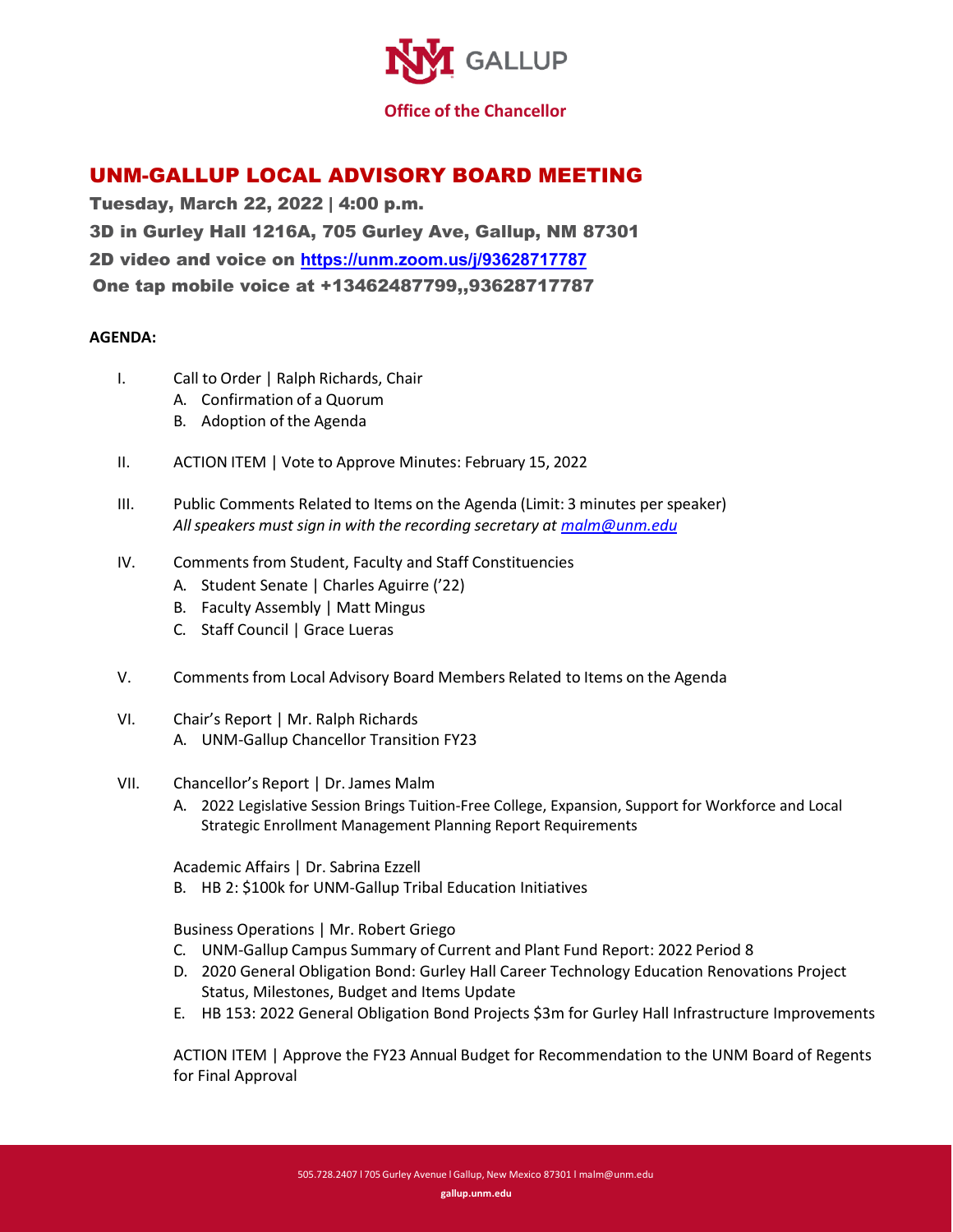UNM GALLUP

**Office of the Chancellor**

# UNM-GALLUP LOCAL ADVISORY BOARD MEETING

**Tuesday, March 22, 2022 | 4:00 p.m.**

**3D in Gurley Hall 1216A, 705 Gurley Ave, Gallup, NM 87301**

**2D video and voice on https://unm.zoom.us/j/93628717787**

**One tap mobile voice at +13462487799,,93628717787**

**AGENDA:**

I. Call to Order | Ralph Richards, Chair
  - A. Confirmation of a Quorum
  - B. Adoption of the Agenda

II. ACTION ITEM | Vote to Approve Minutes: February 15, 2022

III. Public Comments Related to Items on the Agenda (Limit: 3 minutes per speaker)
*All speakers must sign in with the recording secretary at malm@unm.edu*

IV. Comments from Student, Faculty and Staff Constituencies
  - A. Student Senate | Charles Aguirre ('22)
  - B. Faculty Assembly | Matt Mingus
  - C. Staff Council | Grace Lueras

V. Comments from Local Advisory Board Members Related to Items on the Agenda

VI. Chair's Report | Mr. Ralph Richards
  - A. UNM-Gallup Chancellor Transition FY23

VII. Chancellor's Report | Dr. James Malm
  - A. 2022 Legislative Session Brings Tuition-Free College, Expansion, Support for Workforce and Local Strategic Enrollment Management Planning Report Requirements

  Academic Affairs | Dr. Sabrina Ezzell
  - B. HB 2: $100k for UNM-Gallup Tribal Education Initiatives

  Business Operations | Mr. Robert Griego
  - C. UNM-Gallup Campus Summary of Current and Plant Fund Report: 2022 Period 8
  - D. 2020 General Obligation Bond: Gurley Hall Career Technology Education Renovations Project Status, Milestones, Budget and Items Update
  - E. HB 153: 2022 General Obligation Bond Projects $3m for Gurley Hall Infrastructure Improvements

  ACTION ITEM | Approve the FY23 Annual Budget for Recommendation to the UNM Board of Regents for Final Approval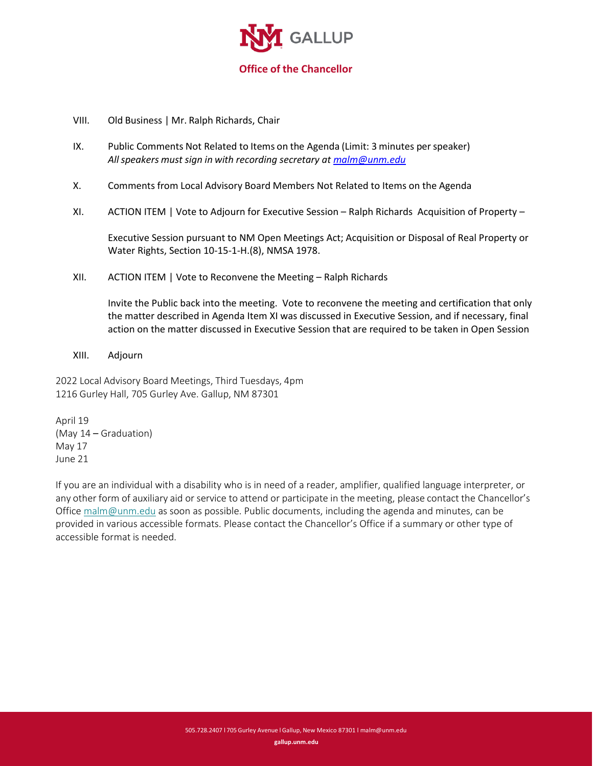**Office of the Chancellor**

VIII. Old Business | Mr. Ralph Richards, Chair

IX. Public Comments Not Related to Items on the Agenda (Limit: 3 minutes per speaker)
*All speakers must sign in with recording secretary at [malm@unm.edu](mailto:malm@unm.edu)*

X. Comments from Local Advisory Board Members Not Related to Items on the Agenda

XI. ACTION ITEM | Vote to Adjourn for Executive Session – Ralph Richards Acquisition of Property –

Executive Session pursuant to NM Open Meetings Act; Acquisition or Disposal of Real Property or Water Rights, Section 10-15-1-H.(8), NMSA 1978.

XII. ACTION ITEM | Vote to Reconvene the Meeting – Ralph Richards

Invite the Public back into the meeting. Vote to reconvene the meeting and certification that only the matter described in Agenda Item XI was discussed in Executive Session, and if necessary, final action on the matter discussed in Executive Session that are required to be taken in Open Session

XIII. Adjourn

2022 Local Advisory Board Meetings, Third Tuesdays, 4pm
1216 Gurley Hall, 705 Gurley Ave. Gallup, NM 87301

April 19
(May 14 – Graduation)
May 17
June 21

If you are an individual with a disability who is in need of a reader, amplifier, qualified language interpreter, or any other form of auxiliary aid or service to attend or participate in the meeting, please contact the Chancellor's Office [malm@unm.edu](mailto:malm@unm.edu) as soon as possible. Public documents, including the agenda and minutes, can be provided in various accessible formats. Please contact the Chancellor's Office if a summary or other type of accessible format is needed.